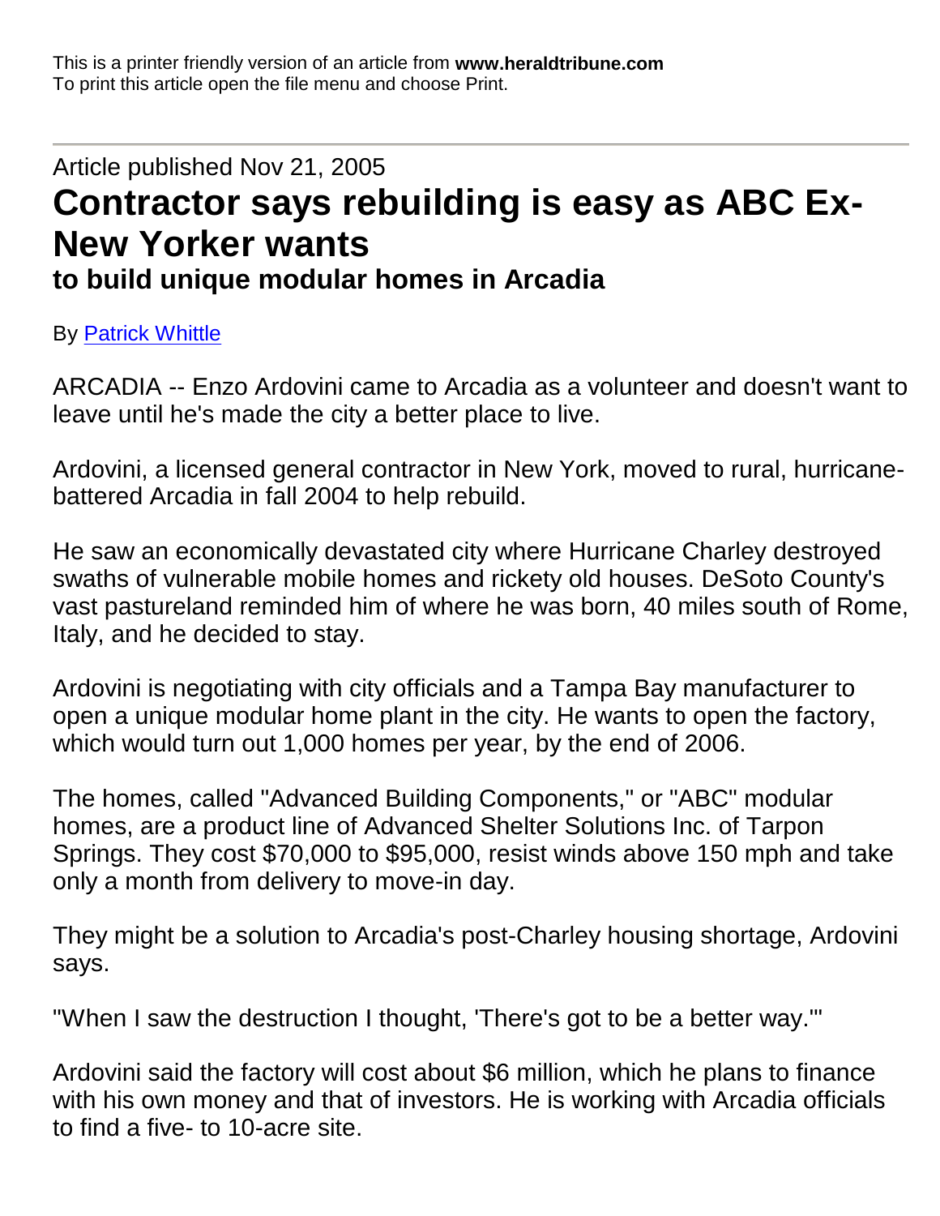This is a printer friendly version of an article from **www.heraldtribune.com**
To print this article open the file menu and choose Print.

---

Article published Nov 21, 2005

# Contractor says rebuilding is easy as ABC Ex-New Yorker wants

## to build unique modular homes in Arcadia

By Patrick Whittle

ARCADIA -- Enzo Ardovini came to Arcadia as a volunteer and doesn't want to leave until he's made the city a better place to live.

Ardovini, a licensed general contractor in New York, moved to rural, hurricane-battered Arcadia in fall 2004 to help rebuild.

He saw an economically devastated city where Hurricane Charley destroyed swaths of vulnerable mobile homes and rickety old houses. DeSoto County's vast pastureland reminded him of where he was born, 40 miles south of Rome, Italy, and he decided to stay.

Ardovini is negotiating with city officials and a Tampa Bay manufacturer to open a unique modular home plant in the city. He wants to open the factory, which would turn out 1,000 homes per year, by the end of 2006.

The homes, called "Advanced Building Components," or "ABC" modular homes, are a product line of Advanced Shelter Solutions Inc. of Tarpon Springs. They cost $70,000 to $95,000, resist winds above 150 mph and take only a month from delivery to move-in day.

They might be a solution to Arcadia's post-Charley housing shortage, Ardovini says.

"When I saw the destruction I thought, 'There's got to be a better way.'"

Ardovini said the factory will cost about $6 million, which he plans to finance with his own money and that of investors. He is working with Arcadia officials to find a five- to 10-acre site.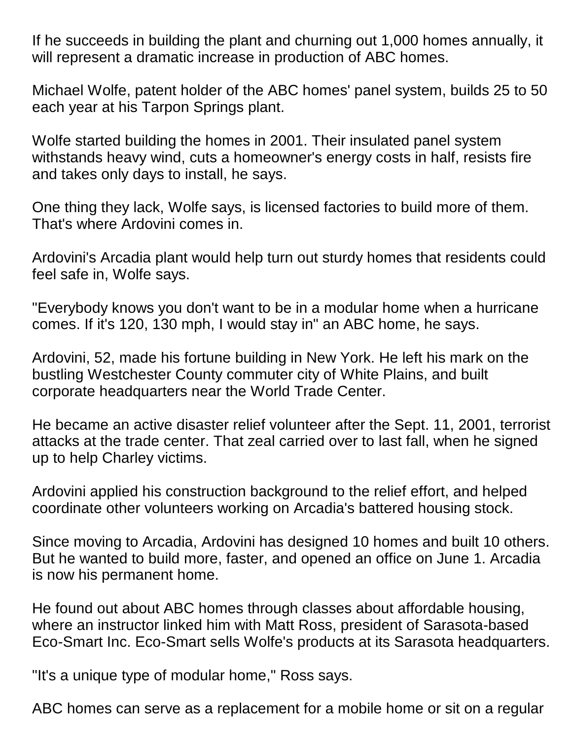If he succeeds in building the plant and churning out 1,000 homes annually, it will represent a dramatic increase in production of ABC homes.

Michael Wolfe, patent holder of the ABC homes' panel system, builds 25 to 50 each year at his Tarpon Springs plant.

Wolfe started building the homes in 2001. Their insulated panel system withstands heavy wind, cuts a homeowner's energy costs in half, resists fire and takes only days to install, he says.

One thing they lack, Wolfe says, is licensed factories to build more of them. That's where Ardovini comes in.

Ardovini's Arcadia plant would help turn out sturdy homes that residents could feel safe in, Wolfe says.

"Everybody knows you don't want to be in a modular home when a hurricane comes. If it's 120, 130 mph, I would stay in" an ABC home, he says.

Ardovini, 52, made his fortune building in New York. He left his mark on the bustling Westchester County commuter city of White Plains, and built corporate headquarters near the World Trade Center.

He became an active disaster relief volunteer after the Sept. 11, 2001, terrorist attacks at the trade center. That zeal carried over to last fall, when he signed up to help Charley victims.

Ardovini applied his construction background to the relief effort, and helped coordinate other volunteers working on Arcadia's battered housing stock.

Since moving to Arcadia, Ardovini has designed 10 homes and built 10 others. But he wanted to build more, faster, and opened an office on June 1. Arcadia is now his permanent home.

He found out about ABC homes through classes about affordable housing, where an instructor linked him with Matt Ross, president of Sarasota-based Eco-Smart Inc. Eco-Smart sells Wolfe's products at its Sarasota headquarters.

"It's a unique type of modular home," Ross says.

ABC homes can serve as a replacement for a mobile home or sit on a regular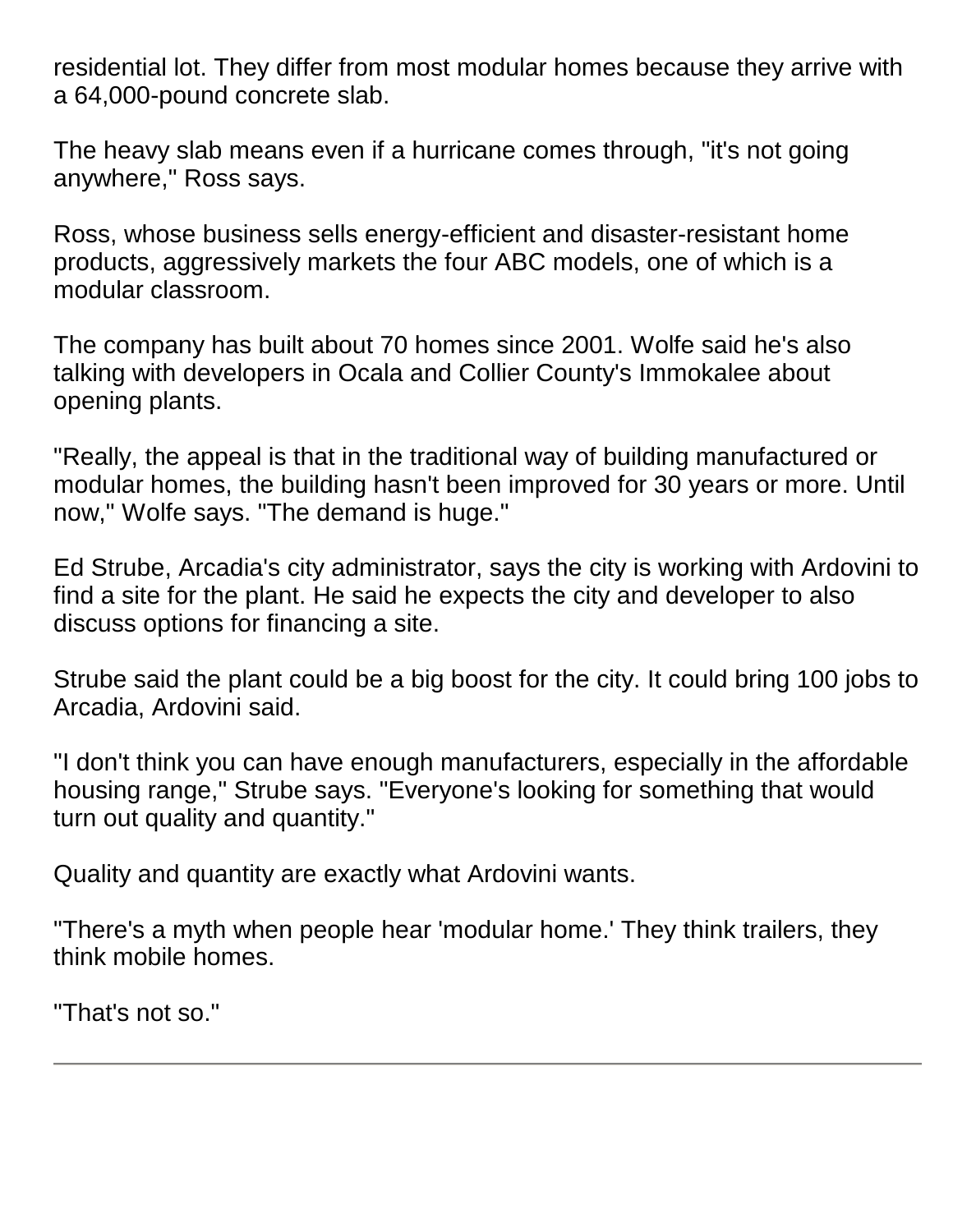residential lot. They differ from most modular homes because they arrive with a 64,000-pound concrete slab.

The heavy slab means even if a hurricane comes through, "it's not going anywhere," Ross says.

Ross, whose business sells energy-efficient and disaster-resistant home products, aggressively markets the four ABC models, one of which is a modular classroom.

The company has built about 70 homes since 2001. Wolfe said he's also talking with developers in Ocala and Collier County's Immokalee about opening plants.

"Really, the appeal is that in the traditional way of building manufactured or modular homes, the building hasn't been improved for 30 years or more. Until now," Wolfe says. "The demand is huge."

Ed Strube, Arcadia's city administrator, says the city is working with Ardovini to find a site for the plant. He said he expects the city and developer to also discuss options for financing a site.

Strube said the plant could be a big boost for the city. It could bring 100 jobs to Arcadia, Ardovini said.

"I don't think you can have enough manufacturers, especially in the affordable housing range," Strube says. "Everyone's looking for something that would turn out quality and quantity."

Quality and quantity are exactly what Ardovini wants.

"There's a myth when people hear 'modular home.' They think trailers, they think mobile homes.

"That's not so."

---